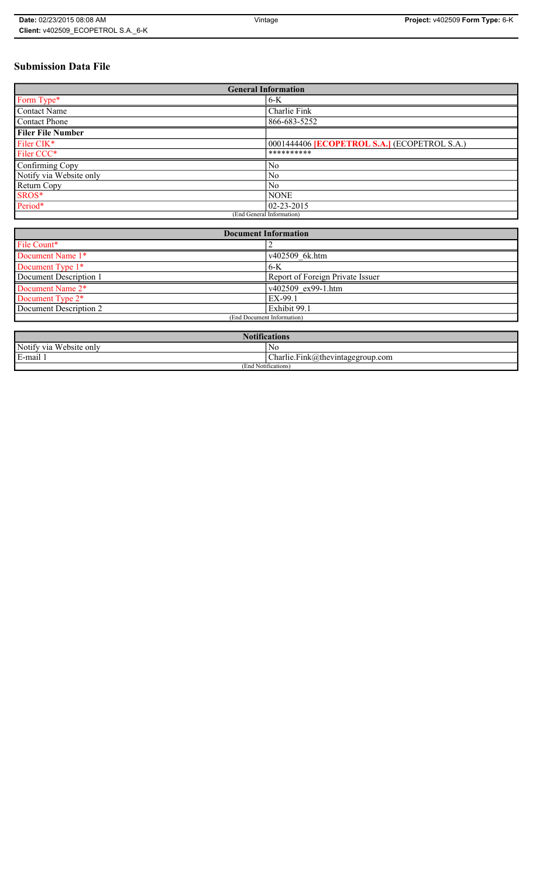# Submission Data File

| General Information | |
|---|---|
| Form Type* | 6-K |
| Contact Name | Charlie Fink |
| Contact Phone | 866-683-5252 |
| **Filer File Number** | |
| Filer CIK* | 0001444406 **[ECOPETROL S.A.]** (ECOPETROL S.A.) |
| Filer CCC* | ********** |
| Confirming Copy | No |
| Notify via Website only | No |
| Return Copy | No |
| SROS* | NONE |
| Period* | 02-23-2015 |
| (End General Information) | |

| Document Information | |
|---|---|
| File Count* | 2 |
| Document Name 1* | v402509_6k.htm |
| Document Type 1* | 6-K |
| Document Description 1 | Report of Foreign Private Issuer |
| Document Name 2* | v402509_ex99-1.htm |
| Document Type 2* | EX-99.1 |
| Document Description 2 | Exhibit 99.1 |
| (End Document Information) | |

| Notifications | |
|---|---|
| Notify via Website only | No |
| E-mail 1 | Charlie.Fink@thevintagegroup.com |
| (End Notifications) | |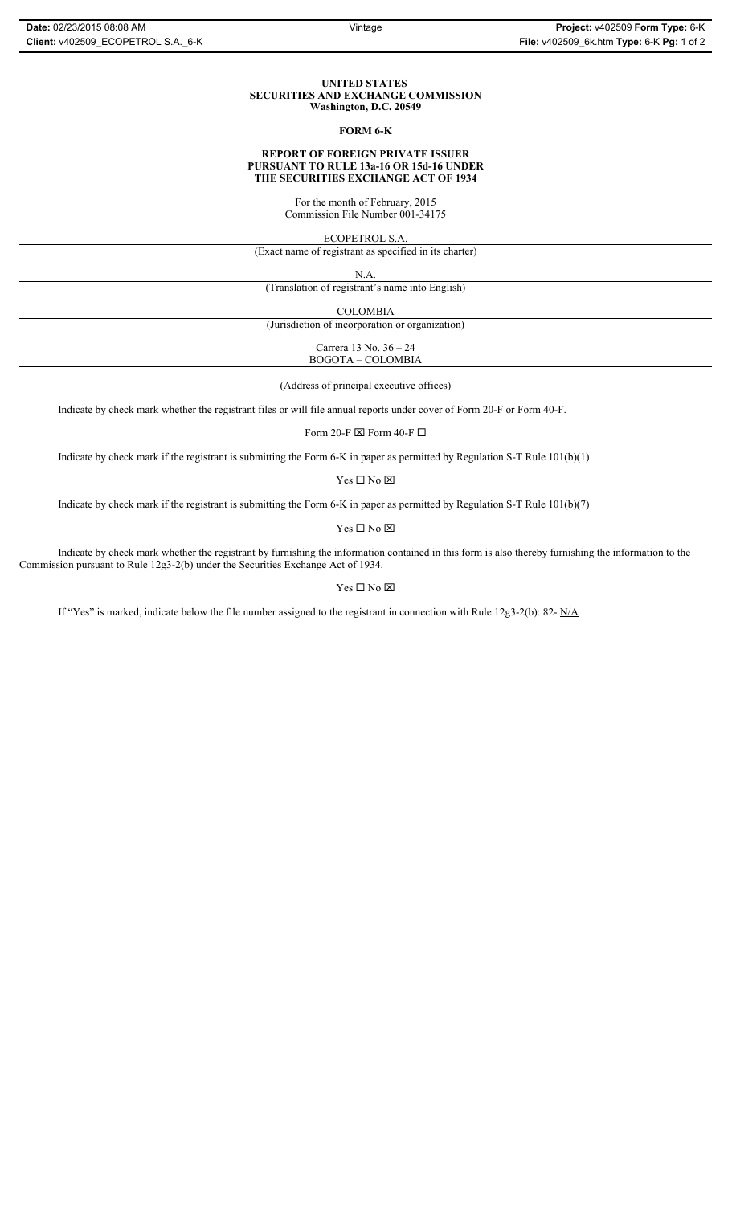**UNITED STATES**
**SECURITIES AND EXCHANGE COMMISSION**
**Washington, D.C. 20549**

**FORM 6-K**

**REPORT OF FOREIGN PRIVATE ISSUER**
**PURSUANT TO RULE 13a-16 OR 15d-16 UNDER**
**THE SECURITIES EXCHANGE ACT OF 1934**

For the month of February, 2015
Commission File Number 001-34175

ECOPETROL S.A.

(Exact name of registrant as specified in its charter)

N.A.

(Translation of registrant's name into English)

COLOMBIA

(Jurisdiction of incorporation or organization)

Carrera 13 No. 36 – 24
BOGOTA – COLOMBIA

(Address of principal executive offices)

Indicate by check mark whether the registrant files or will file annual reports under cover of Form 20-F or Form 40-F.

Form 20-F ☒ Form 40-F ☐

Indicate by check mark if the registrant is submitting the Form 6-K in paper as permitted by Regulation S-T Rule 101(b)(1)

Yes ☐ No ☒

Indicate by check mark if the registrant is submitting the Form 6-K in paper as permitted by Regulation S-T Rule 101(b)(7)

Yes ☐ No ☒

Indicate by check mark whether the registrant by furnishing the information contained in this form is also thereby furnishing the information to the Commission pursuant to Rule 12g3-2(b) under the Securities Exchange Act of 1934.

Yes ☐ No ☒

If "Yes" is marked, indicate below the file number assigned to the registrant in connection with Rule 12g3-2(b): 82- N/A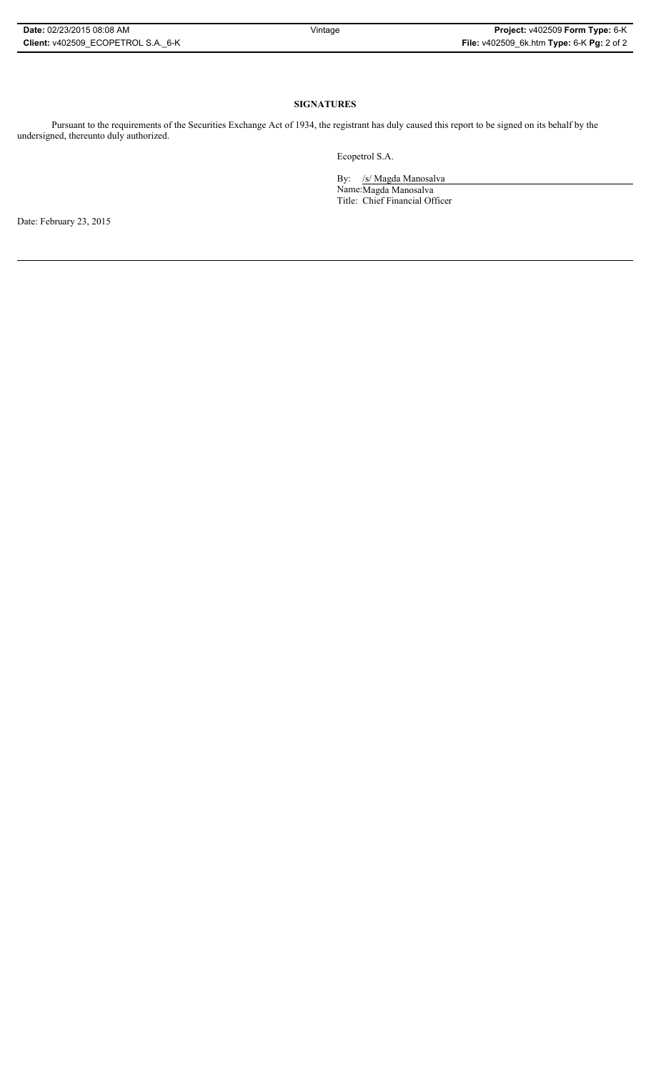**SIGNATURES**

Pursuant to the requirements of the Securities Exchange Act of 1934, the registrant has duly caused this report to be signed on its behalf by the undersigned, thereunto duly authorized.

Ecopetrol S.A.

By: /s/ Magda Manosalva

Name: Magda Manosalva

Title: Chief Financial Officer

Date: February 23, 2015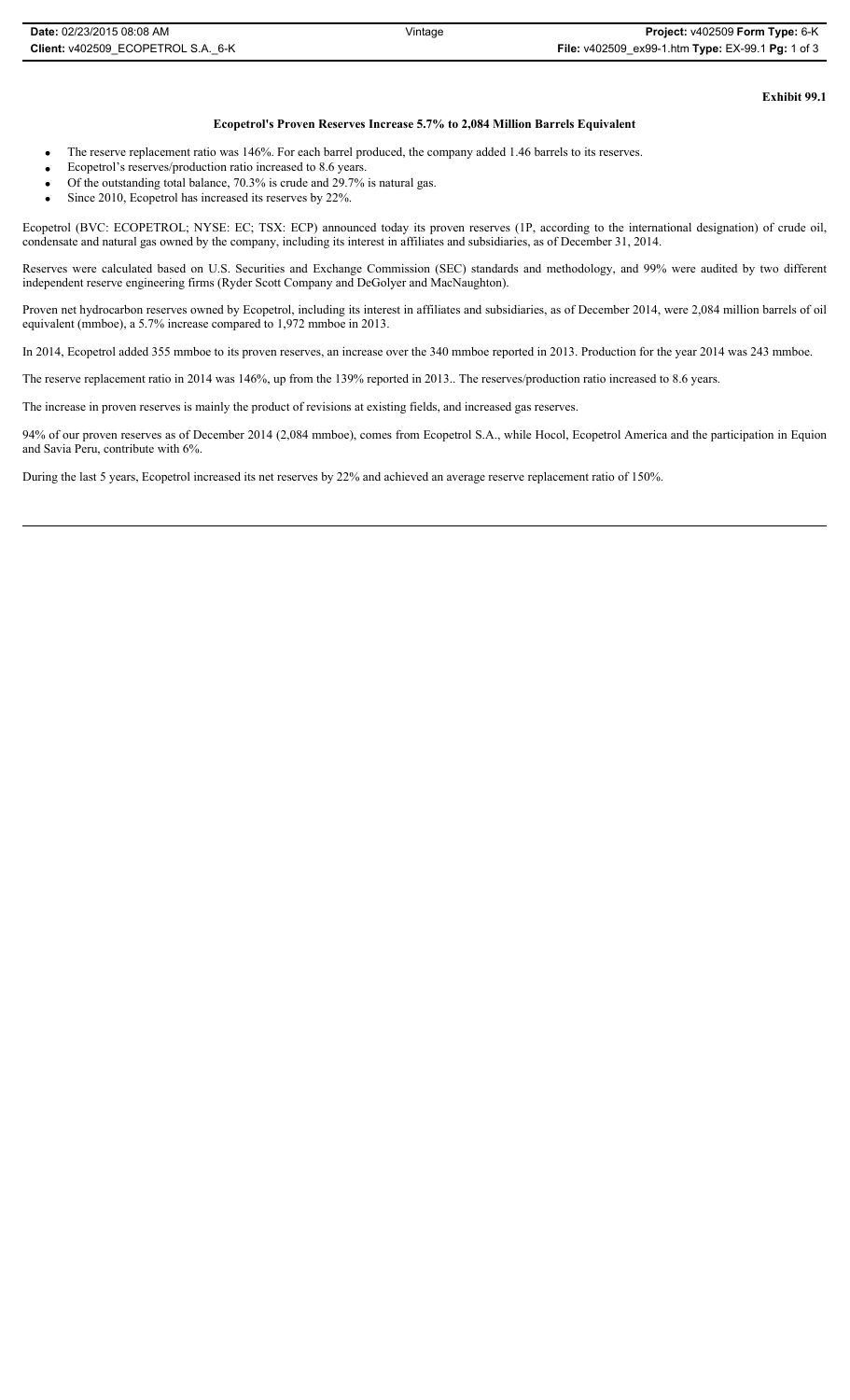**Exhibit 99.1**

## Ecopetrol's Proven Reserves Increase 5.7% to 2,084 Million Barrels Equivalent

- The reserve replacement ratio was 146%. For each barrel produced, the company added 1.46 barrels to its reserves.
- Ecopetrol's reserves/production ratio increased to 8.6 years.
- Of the outstanding total balance, 70.3% is crude and 29.7% is natural gas.
- Since 2010, Ecopetrol has increased its reserves by 22%.

Ecopetrol (BVC: ECOPETROL; NYSE: EC; TSX: ECP) announced today its proven reserves (1P, according to the international designation) of crude oil, condensate and natural gas owned by the company, including its interest in affiliates and subsidiaries, as of December 31, 2014.

Reserves were calculated based on U.S. Securities and Exchange Commission (SEC) standards and methodology, and 99% were audited by two different independent reserve engineering firms (Ryder Scott Company and DeGolyer and MacNaughton).

Proven net hydrocarbon reserves owned by Ecopetrol, including its interest in affiliates and subsidiaries, as of December 2014, were 2,084 million barrels of oil equivalent (mmboe), a 5.7% increase compared to 1,972 mmboe in 2013.

In 2014, Ecopetrol added 355 mmboe to its proven reserves, an increase over the 340 mmboe reported in 2013. Production for the year 2014 was 243 mmboe.

The reserve replacement ratio in 2014 was 146%, up from the 139% reported in 2013.. The reserves/production ratio increased to 8.6 years.

The increase in proven reserves is mainly the product of revisions at existing fields, and increased gas reserves.

94% of our proven reserves as of December 2014 (2,084 mmboe), comes from Ecopetrol S.A., while Hocol, Ecopetrol America and the participation in Equion and Savia Peru, contribute with 6%.

During the last 5 years, Ecopetrol increased its net reserves by 22% and achieved an average reserve replacement ratio of 150%.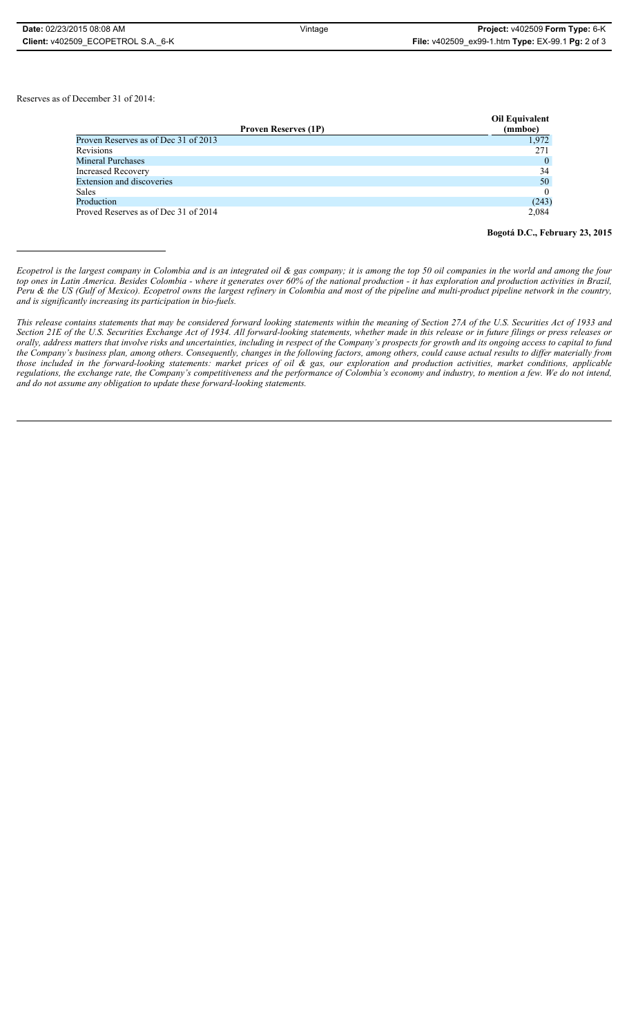Reserves as of December 31 of 2014:

| Proven Reserves (1P) | Oil Equivalent (mmboe) |
|---|---|
| Proven Reserves as of Dec 31 of 2013 | 1,972 |
| Revisions | 271 |
| Mineral Purchases | 0 |
| Increased Recovery | 34 |
| Extension and discoveries | 50 |
| Sales | 0 |
| Production | (243) |
| Proved Reserves as of Dec 31 of 2014 | 2,084 |

**Bogotá D.C., February 23, 2015**

---

*Ecopetrol is the largest company in Colombia and is an integrated oil & gas company; it is among the top 50 oil companies in the world and among the four top ones in Latin America. Besides Colombia - where it generates over 60% of the national production - it has exploration and production activities in Brazil, Peru & the US (Gulf of Mexico). Ecopetrol owns the largest refinery in Colombia and most of the pipeline and multi-product pipeline network in the country, and is significantly increasing its participation in bio-fuels.*

*This release contains statements that may be considered forward looking statements within the meaning of Section 27A of the U.S. Securities Act of 1933 and Section 21E of the U.S. Securities Exchange Act of 1934. All forward-looking statements, whether made in this release or in future filings or press releases or orally, address matters that involve risks and uncertainties, including in respect of the Company's prospects for growth and its ongoing access to capital to fund the Company's business plan, among others. Consequently, changes in the following factors, among others, could cause actual results to differ materially from those included in the forward-looking statements: market prices of oil & gas, our exploration and production activities, market conditions, applicable regulations, the exchange rate, the Company's competitiveness and the performance of Colombia's economy and industry, to mention a few. We do not intend, and do not assume any obligation to update these forward-looking statements.*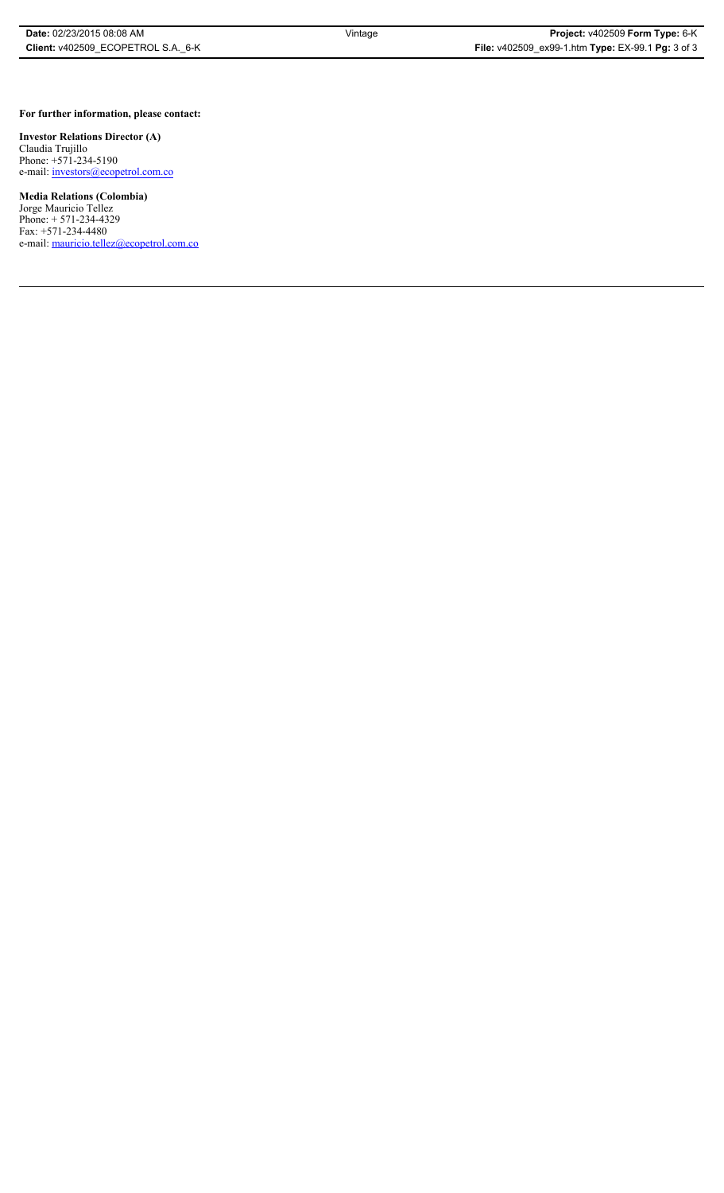**For further information, please contact:**

**Investor Relations Director (A)**
Claudia Trujillo
Phone: +571-234-5190
e-mail: investors@ecopetrol.com.co

**Media Relations (Colombia)**
Jorge Mauricio Tellez
Phone: + 571-234-4329
Fax: +571-234-4480
e-mail: mauricio.tellez@ecopetrol.com.co